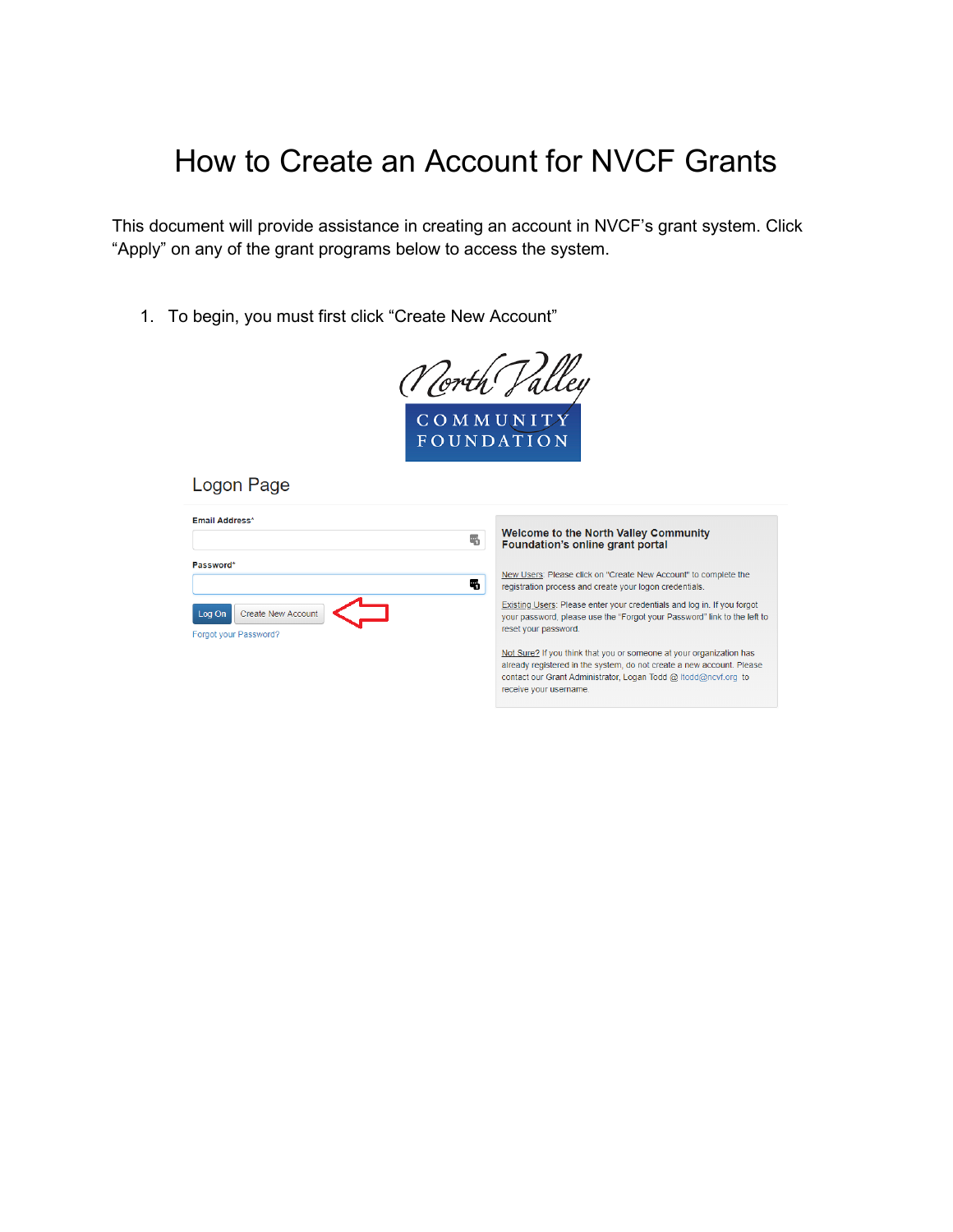# How to Create an Account for NVCF Grants

This document will provide assistance in creating an account in NVCF's grant system. Click "Apply" on any of the grant programs below to access the system.

1. To begin, you must first click "Create New Account"

North Valley
COMMUNITY
FOUNDATION

Logon Page

Email Address*

Password*

Log On | Create New Account

Forgot your Password?

**Welcome to the North Valley Community Foundation's online grant portal**

New Users: Please click on "Create New Account" to complete the registration process and create your logon credentials.

Existing Users: Please enter your credentials and log in. If you forgot your password, please use the "Forgot your Password" link to the left to reset your password.

Not Sure? If you think that you or someone at your organization has already registered in the system, do not create a new account. Please contact our Grant Administrator, Logan Todd @ ltodd@ncvf.org to receive your username.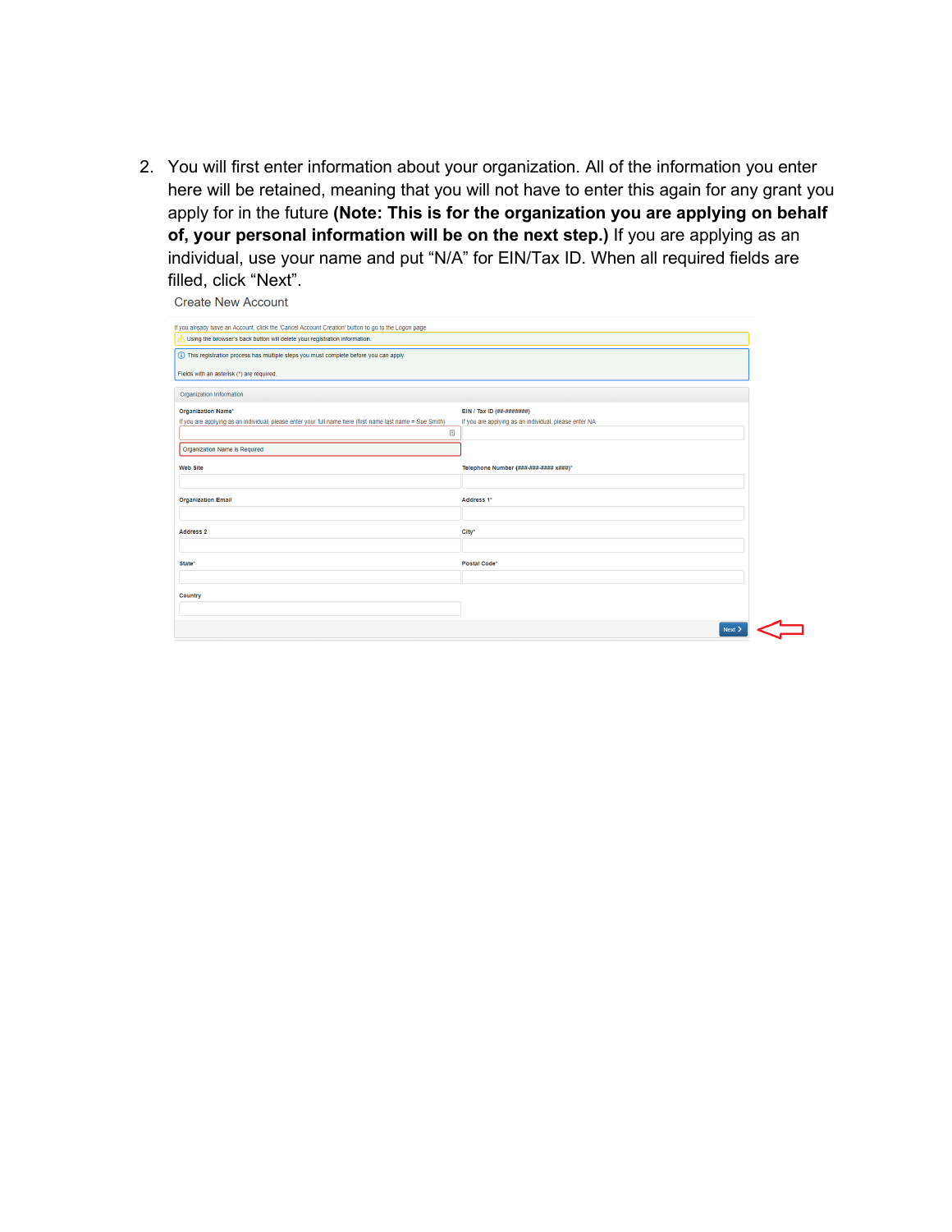2. You will first enter information about your organization. All of the information you enter here will be retained, meaning that you will not have to enter this again for any grant you apply for in the future **(Note: This is for the organization you are applying on behalf of, your personal information will be on the next step.)** If you are applying as an individual, use your name and put "N/A" for EIN/Tax ID. When all required fields are filled, click "Next".

Create New Account

If you already have an Account, click the 'Cancel Account Creation' button to go to the Logon page

Using the browser's back button will delete your registration information.

This registration process has multiple steps you must complete before you can apply.

Fields with an asterisk (*) are required.

Organization Information

**Organization Name***
If you are applying as an individual, please enter your full name here (first name last name = Sue Smith)

Organization Name is Required

**EIN / Tax ID (##-#######)**
If you are applying as an individual, please enter NA

**Web Site**

**Telephone Number (###-###-#### x###)***

**Organization Email**

**Address 1***

**Address 2**

**City***

**State***

**Postal Code***

**Country**

Next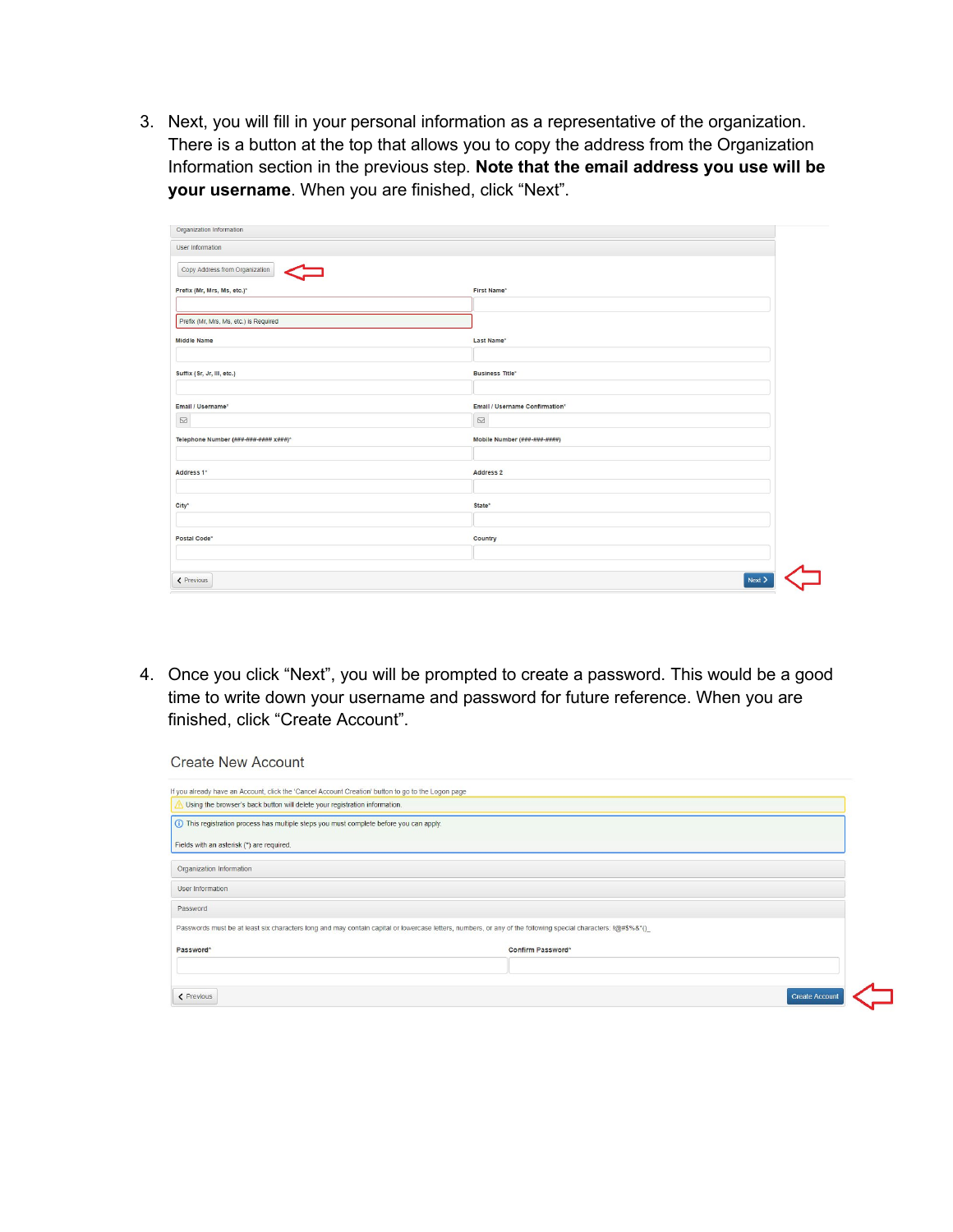3. Next, you will fill in your personal information as a representative of the organization. There is a button at the top that allows you to copy the address from the Organization Information section in the previous step. **Note that the email address you use will be your username**. When you are finished, click "Next".

4. Once you click "Next", you will be prompted to create a password. This would be a good time to write down your username and password for future reference. When you are finished, click "Create Account".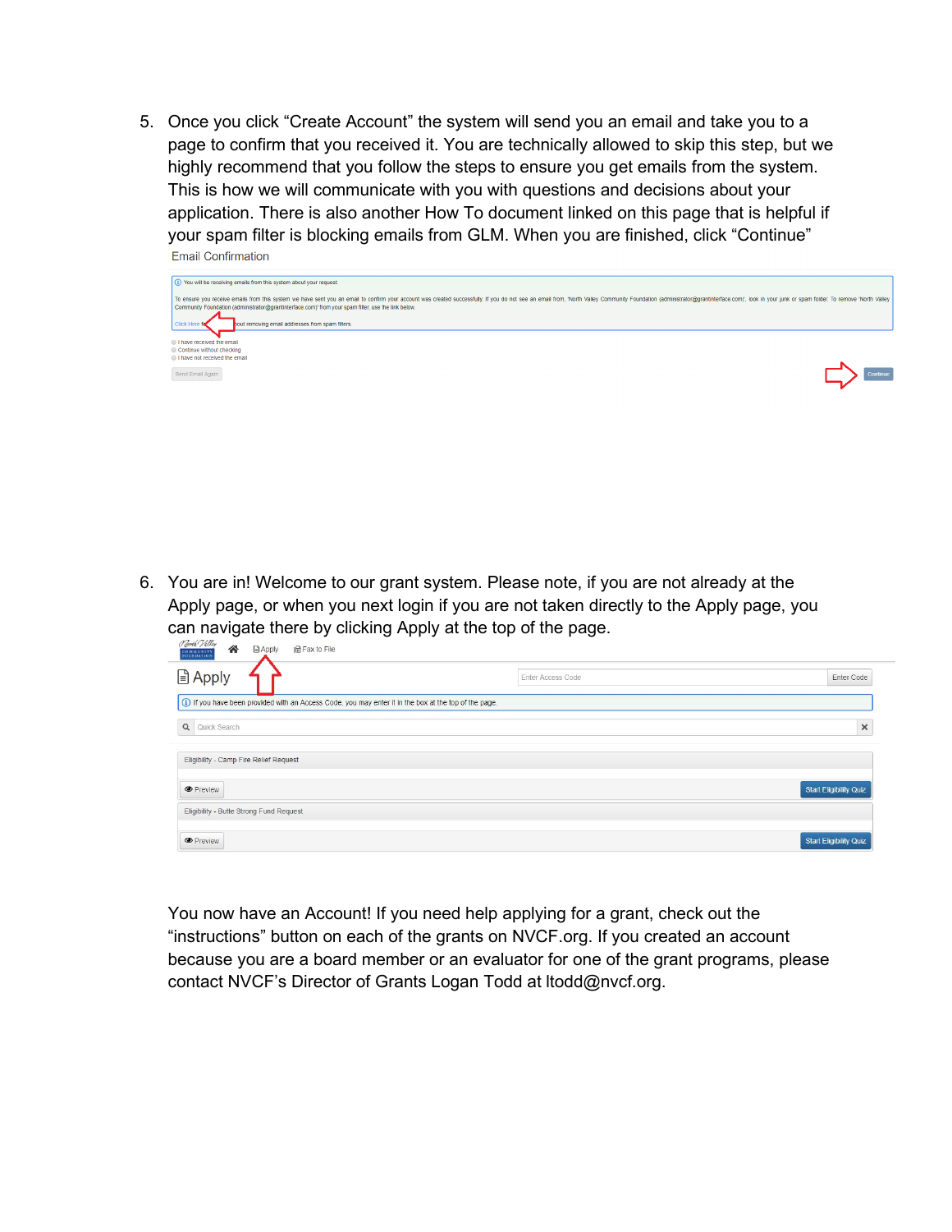5. Once you click "Create Account" the system will send you an email and take you to a page to confirm that you received it. You are technically allowed to skip this step, but we highly recommend that you follow the steps to ensure you get emails from the system. This is how we will communicate with you with questions and decisions about your application. There is also another How To document linked on this page that is helpful if your spam filter is blocking emails from GLM. When you are finished, click "Continue"

Email Confirmation

You will be receiving emails from this system about your request.

To ensure you receive emails from this system we have sent you an email to confirm your account was created successfully. If you do not see an email from, 'North Valley Community Foundation (administrator@grantinterface.com)', look in your junk or spam folder. To remove 'North Valley Community Foundation (administrator@grantinterface.com)' from your spam filter, use the link below.

Click Here for ... about removing email addresses from spam filters.

- I have received the email
- Continue without checking
- I have not received the email

Send Email Again

Continue

6. You are in! Welcome to our grant system. Please note, if you are not already at the Apply page, or when you next login if you are not taken directly to the Apply page, you can navigate there by clicking Apply at the top of the page.

Apply | Fax to File

Apply

Enter Access Code | Enter Code

If you have been provided with an Access Code, you may enter it in the box at the top of the page.

Quick Search

Eligibility - Camp Fire Relief Request

Preview | Start Eligibility Quiz

Eligibility - Butte Strong Fund Request

Preview | Start Eligibility Quiz

You now have an Account! If you need help applying for a grant, check out the "instructions" button on each of the grants on NVCF.org. If you created an account because you are a board member or an evaluator for one of the grant programs, please contact NVCF's Director of Grants Logan Todd at ltodd@nvcf.org.